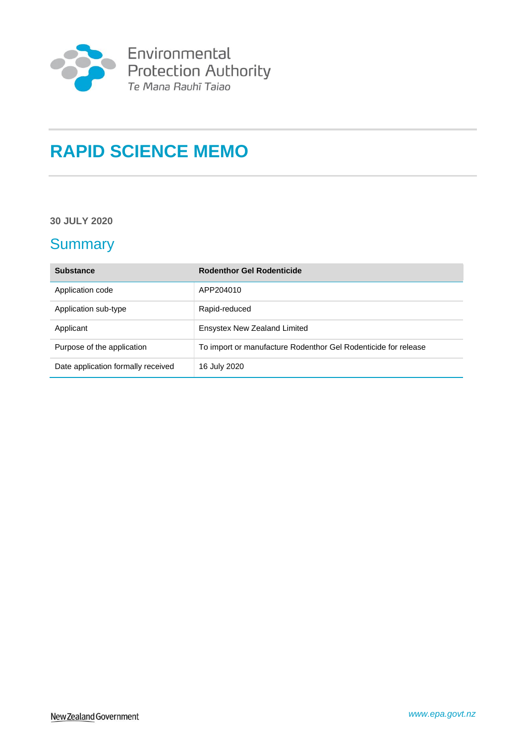Environmental Protection Authority
*Te Mana Rauhī Taiao*

# RAPID SCIENCE MEMO

**30 JULY 2020**

## Summary

| Substance | Rodenthor Gel Rodenticide |
|---|---|
| Application code | APP204010 |
| Application sub-type | Rapid-reduced |
| Applicant | Ensystex New Zealand Limited |
| Purpose of the application | To import or manufacture Rodenthor Gel Rodenticide for release |
| Date application formally received | 16 July 2020 |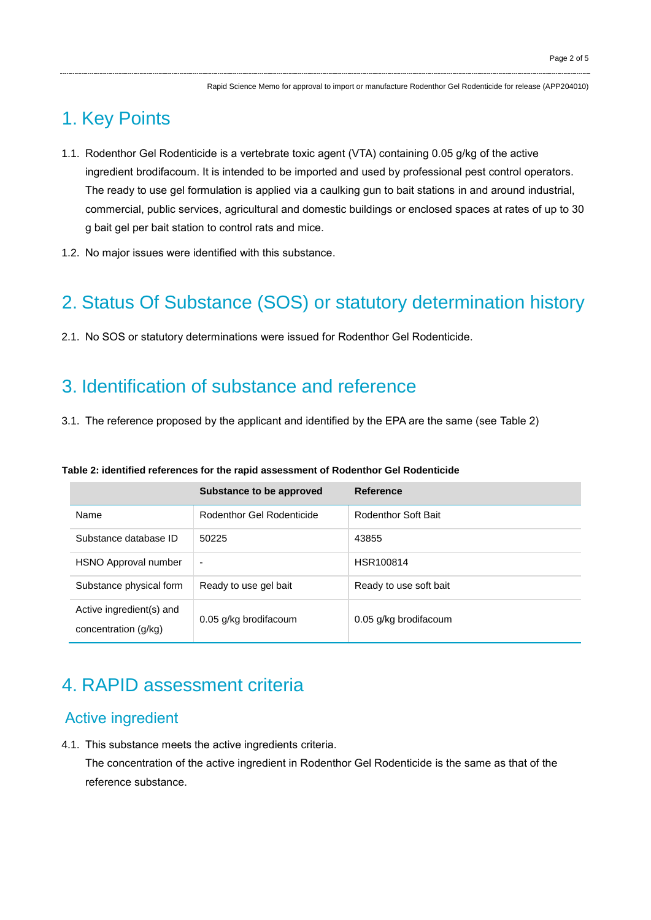# 1. Key Points

1.1. Rodenthor Gel Rodenticide is a vertebrate toxic agent (VTA) containing 0.05 g/kg of the active ingredient brodifacoum. It is intended to be imported and used by professional pest control operators. The ready to use gel formulation is applied via a caulking gun to bait stations in and around industrial, commercial, public services, agricultural and domestic buildings or enclosed spaces at rates of up to 30 g bait gel per bait station to control rats and mice.

1.2. No major issues were identified with this substance.

# 2. Status Of Substance (SOS) or statutory determination history

2.1. No SOS or statutory determinations were issued for Rodenthor Gel Rodenticide.

# 3. Identification of substance and reference

3.1. The reference proposed by the applicant and identified by the EPA are the same (see Table 2)

**Table 2: identified references for the rapid assessment of Rodenthor Gel Rodenticide**

| | Substance to be approved | Reference |
|---|---|---|
| Name | Rodenthor Gel Rodenticide | Rodenthor Soft Bait |
| Substance database ID | 50225 | 43855 |
| HSNO Approval number | - | HSR100814 |
| Substance physical form | Ready to use gel bait | Ready to use soft bait |
| Active ingredient(s) and concentration (g/kg) | 0.05 g/kg brodifacoum | 0.05 g/kg brodifacoum |

# 4. RAPID assessment criteria

## Active ingredient

4.1. This substance meets the active ingredients criteria.
The concentration of the active ingredient in Rodenthor Gel Rodenticide is the same as that of the reference substance.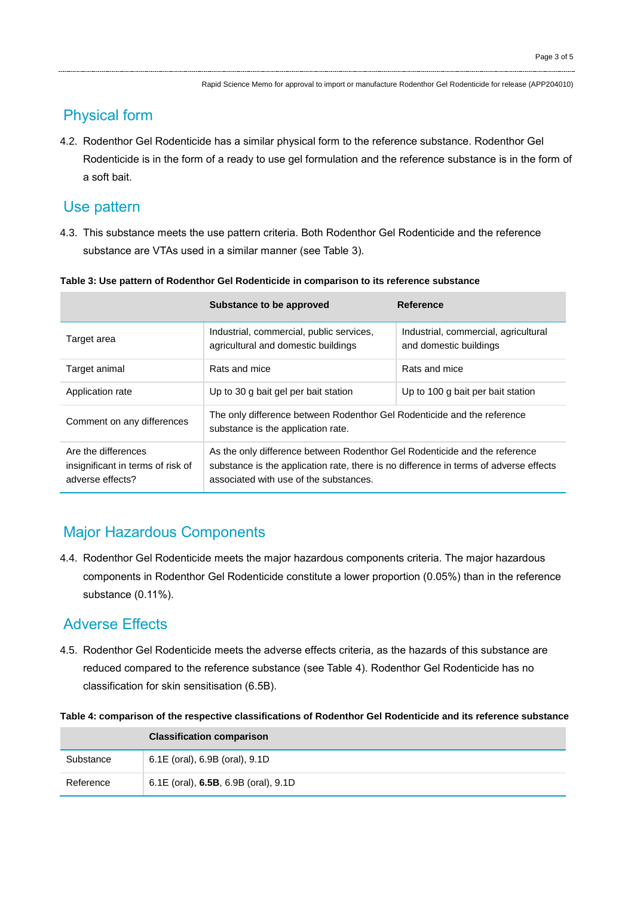## Physical form

4.2. Rodenthor Gel Rodenticide has a similar physical form to the reference substance. Rodenthor Gel Rodenticide is in the form of a ready to use gel formulation and the reference substance is in the form of a soft bait.

## Use pattern

4.3. This substance meets the use pattern criteria. Both Rodenthor Gel Rodenticide and the reference substance are VTAs used in a similar manner (see Table 3).

**Table 3: Use pattern of Rodenthor Gel Rodenticide in comparison to its reference substance**

| | Substance to be approved | Reference |
|---|---|---|
| Target area | Industrial, commercial, public services, agricultural and domestic buildings | Industrial, commercial, agricultural and domestic buildings |
| Target animal | Rats and mice | Rats and mice |
| Application rate | Up to 30 g bait gel per bait station | Up to 100 g bait per bait station |
| Comment on any differences | The only difference between Rodenthor Gel Rodenticide and the reference substance is the application rate. | |
| Are the differences insignificant in terms of risk of adverse effects? | As the only difference between Rodenthor Gel Rodenticide and the reference substance is the application rate, there is no difference in terms of adverse effects associated with use of the substances. | |

## Major Hazardous Components

4.4. Rodenthor Gel Rodenticide meets the major hazardous components criteria. The major hazardous components in Rodenthor Gel Rodenticide constitute a lower proportion (0.05%) than in the reference substance (0.11%).

## Adverse Effects

4.5. Rodenthor Gel Rodenticide meets the adverse effects criteria, as the hazards of this substance are reduced compared to the reference substance (see Table 4). Rodenthor Gel Rodenticide has no classification for skin sensitisation (6.5B).

**Table 4: comparison of the respective classifications of Rodenthor Gel Rodenticide and its reference substance**

| | Classification comparison |
|---|---|
| Substance | 6.1E (oral), 6.9B (oral), 9.1D |
| Reference | 6.1E (oral), **6.5B**, 6.9B (oral), 9.1D |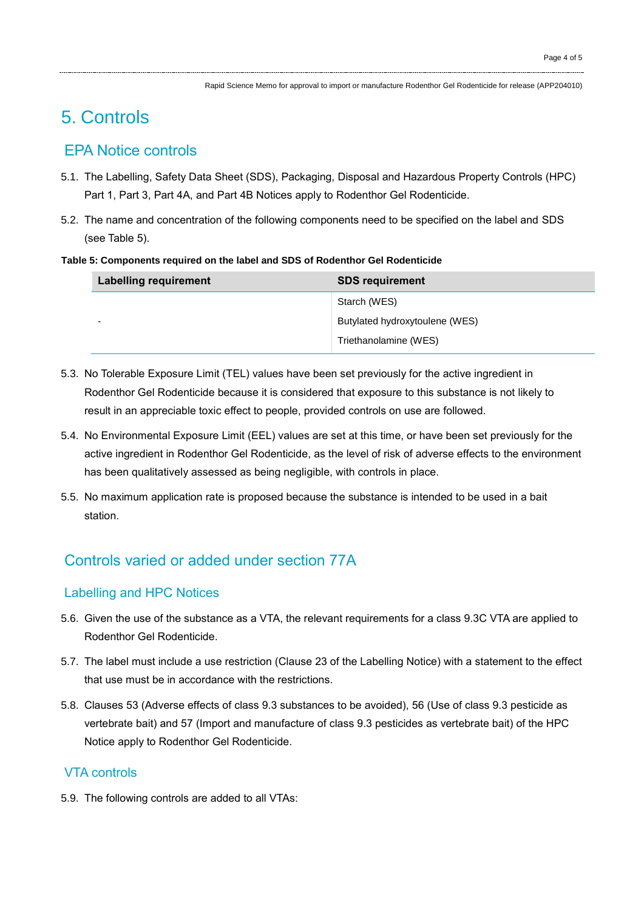# 5. Controls

## EPA Notice controls

5.1. The Labelling, Safety Data Sheet (SDS), Packaging, Disposal and Hazardous Property Controls (HPC) Part 1, Part 3, Part 4A, and Part 4B Notices apply to Rodenthor Gel Rodenticide.

5.2. The name and concentration of the following components need to be specified on the label and SDS (see Table 5).

**Table 5: Components required on the label and SDS of Rodenthor Gel Rodenticide**

| Labelling requirement | SDS requirement |
|---|---|
| - | Starch (WES)<br>Butylated hydroxytoulene (WES)<br>Triethanolamine (WES) |

5.3. No Tolerable Exposure Limit (TEL) values have been set previously for the active ingredient in Rodenthor Gel Rodenticide because it is considered that exposure to this substance is not likely to result in an appreciable toxic effect to people, provided controls on use are followed.

5.4. No Environmental Exposure Limit (EEL) values are set at this time, or have been set previously for the active ingredient in Rodenthor Gel Rodenticide, as the level of risk of adverse effects to the environment has been qualitatively assessed as being negligible, with controls in place.

5.5. No maximum application rate is proposed because the substance is intended to be used in a bait station.

## Controls varied or added under section 77A

### Labelling and HPC Notices

5.6. Given the use of the substance as a VTA, the relevant requirements for a class 9.3C VTA are applied to Rodenthor Gel Rodenticide.

5.7. The label must include a use restriction (Clause 23 of the Labelling Notice) with a statement to the effect that use must be in accordance with the restrictions.

5.8. Clauses 53 (Adverse effects of class 9.3 substances to be avoided), 56 (Use of class 9.3 pesticide as vertebrate bait) and 57 (Import and manufacture of class 9.3 pesticides as vertebrate bait) of the HPC Notice apply to Rodenthor Gel Rodenticide.

### VTA controls

5.9. The following controls are added to all VTAs: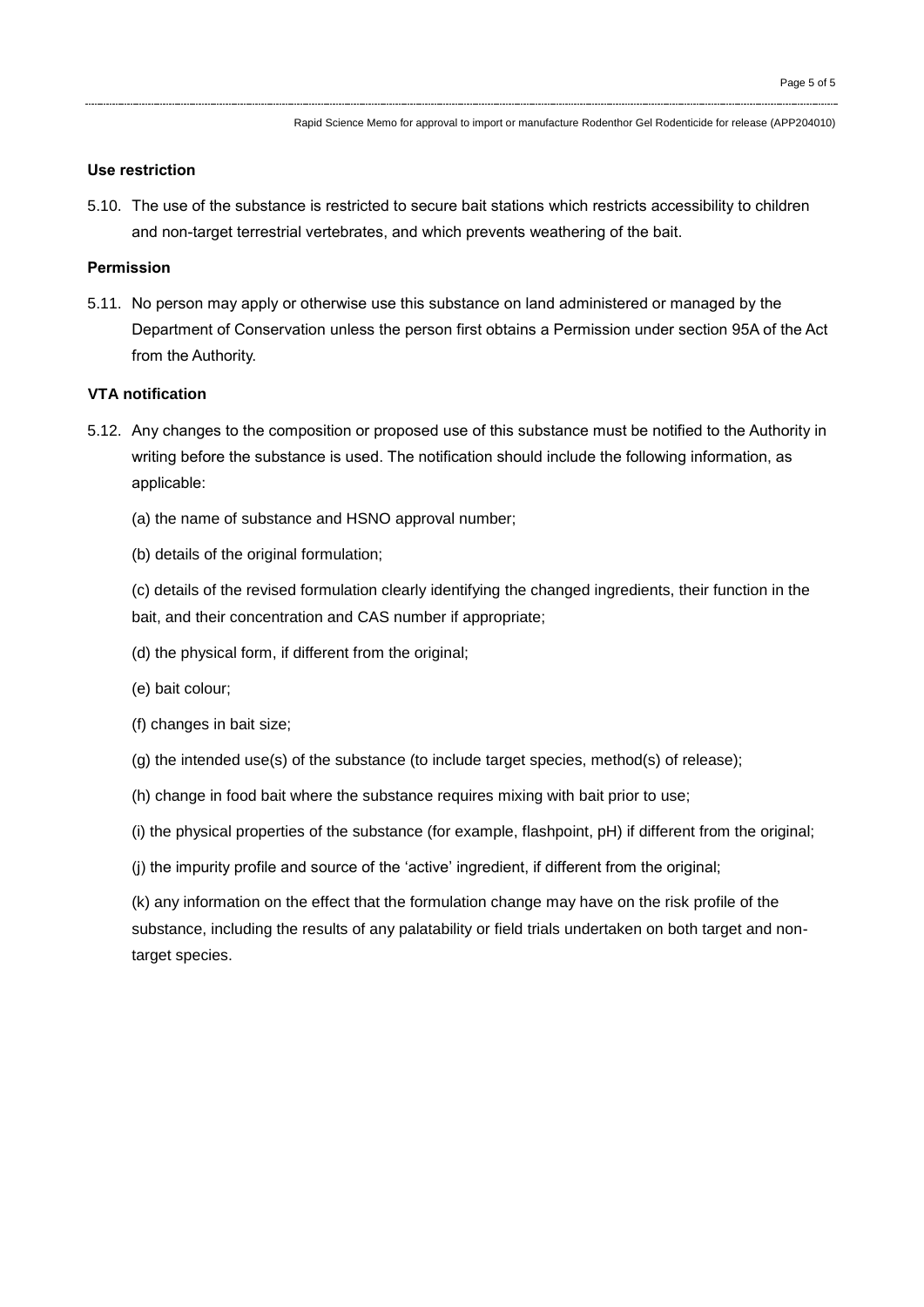**Use restriction**

5.10. The use of the substance is restricted to secure bait stations which restricts accessibility to children and non-target terrestrial vertebrates, and which prevents weathering of the bait.

**Permission**

5.11. No person may apply or otherwise use this substance on land administered or managed by the Department of Conservation unless the person first obtains a Permission under section 95A of the Act from the Authority.

**VTA notification**

5.12. Any changes to the composition or proposed use of this substance must be notified to the Authority in writing before the substance is used. The notification should include the following information, as applicable:

(a) the name of substance and HSNO approval number;

(b) details of the original formulation;

(c) details of the revised formulation clearly identifying the changed ingredients, their function in the bait, and their concentration and CAS number if appropriate;

(d) the physical form, if different from the original;

(e) bait colour;

(f) changes in bait size;

(g) the intended use(s) of the substance (to include target species, method(s) of release);

(h) change in food bait where the substance requires mixing with bait prior to use;

(i) the physical properties of the substance (for example, flashpoint, pH) if different from the original;

(j) the impurity profile and source of the 'active' ingredient, if different from the original;

(k) any information on the effect that the formulation change may have on the risk profile of the substance, including the results of any palatability or field trials undertaken on both target and non-target species.